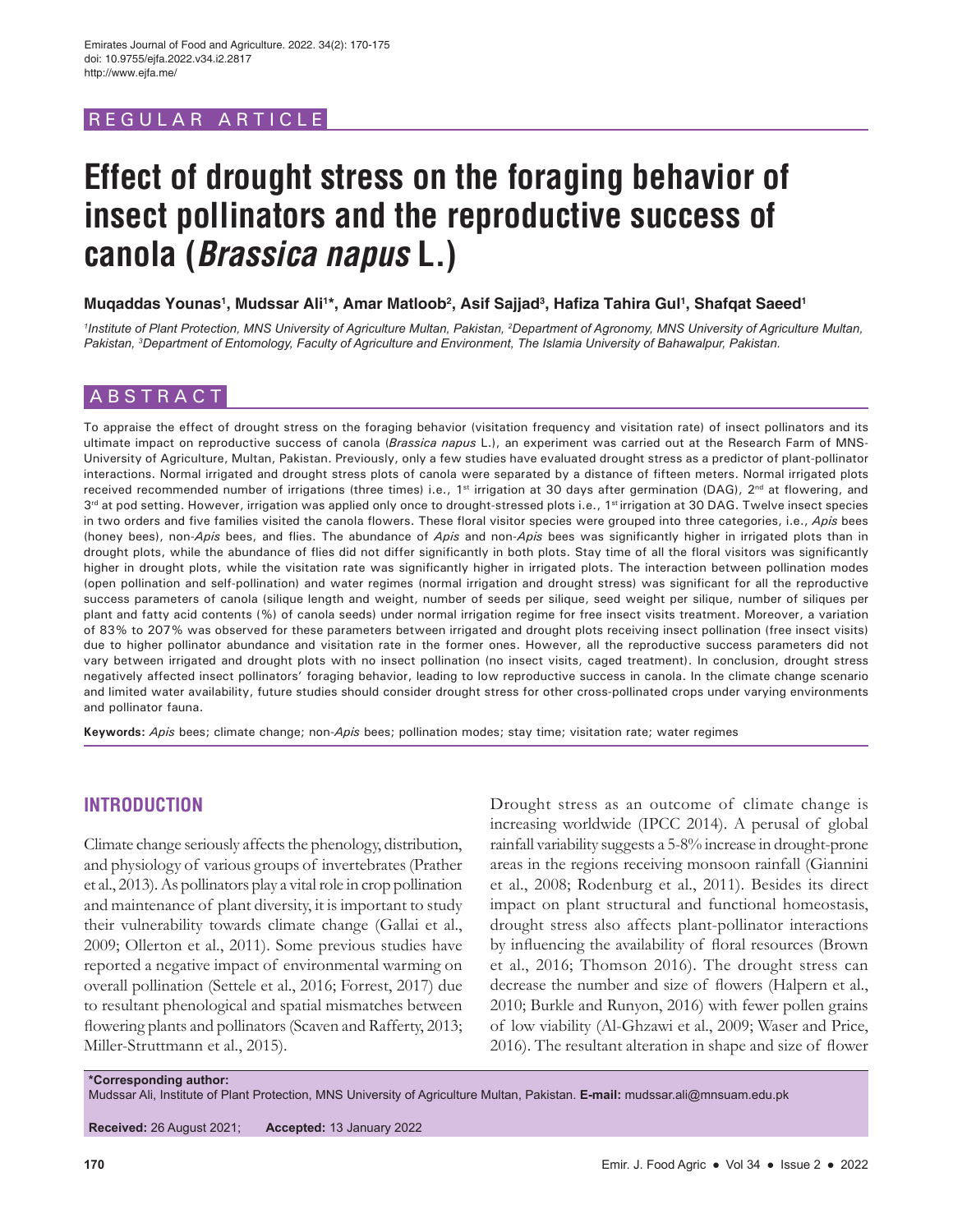REGULAR ARTICLE

# Effect of drought stress on the foraging behavior of insect pollinators and the reproductive success of canola (*Brassica napus* L.)

**Muqaddas Younas[1], Mudssar Ali[1]*, Amar Matloob[2], Asif Sajjad[3], Hafiza Tahira Gul[1], Shafqat Saeed[1]**

*[1]Institute of Plant Protection, MNS University of Agriculture Multan, Pakistan, [2]Department of Agronomy, MNS University of Agriculture Multan, Pakistan, [3]Department of Entomology, Faculty of Agriculture and Environment, The Islamia University of Bahawalpur, Pakistan.*

## ABSTRACT

To appraise the effect of drought stress on the foraging behavior (visitation frequency and visitation rate) of insect pollinators and its ultimate impact on reproductive success of canola (*Brassica napus* L.), an experiment was carried out at the Research Farm of MNS-University of Agriculture, Multan, Pakistan. Previously, only a few studies have evaluated drought stress as a predictor of plant-pollinator interactions. Normal irrigated and drought stress plots of canola were separated by a distance of fifteen meters. Normal irrigated plots received recommended number of irrigations (three times) i.e., 1st irrigation at 30 days after germination (DAG), 2nd at flowering, and 3rd at pod setting. However, irrigation was applied only once to drought-stressed plots i.e., 1st irrigation at 30 DAG. Twelve insect species in two orders and five families visited the canola flowers. These floral visitor species were grouped into three categories, i.e., *Apis* bees (honey bees), non-*Apis* bees, and flies. The abundance of *Apis* and non-*Apis* bees was significantly higher in irrigated plots than in drought plots, while the abundance of flies did not differ significantly in both plots. Stay time of all the floral visitors was significantly higher in drought plots, while the visitation rate was significantly higher in irrigated plots. The interaction between pollination modes (open pollination and self-pollination) and water regimes (normal irrigation and drought stress) was significant for all the reproductive success parameters of canola (silique length and weight, number of seeds per silique, seed weight per silique, number of siliques per plant and fatty acid contents (%) of canola seeds) under normal irrigation regime for free insect visits treatment. Moreover, a variation of 83% to 207% was observed for these parameters between irrigated and drought plots receiving insect pollination (free insect visits) due to higher pollinator abundance and visitation rate in the former ones. However, all the reproductive success parameters did not vary between irrigated and drought plots with no insect pollination (no insect visits, caged treatment). In conclusion, drought stress negatively affected insect pollinators' foraging behavior, leading to low reproductive success in canola. In the climate change scenario and limited water availability, future studies should consider drought stress for other cross-pollinated crops under varying environments and pollinator fauna.

**Keywords:** *Apis* bees; climate change; non-*Apis* bees; pollination modes; stay time; visitation rate; water regimes

## INTRODUCTION

Climate change seriously affects the phenology, distribution, and physiology of various groups of invertebrates (Prather et al., 2013). As pollinators play a vital role in crop pollination and maintenance of plant diversity, it is important to study their vulnerability towards climate change (Gallai et al., 2009; Ollerton et al., 2011). Some previous studies have reported a negative impact of environmental warming on overall pollination (Settele et al., 2016; Forrest, 2017) due to resultant phenological and spatial mismatches between flowering plants and pollinators (Scaven and Rafferty, 2013; Miller-Struttmann et al., 2015).

Drought stress as an outcome of climate change is increasing worldwide (IPCC 2014). A perusal of global rainfall variability suggests a 5-8% increase in drought-prone areas in the regions receiving monsoon rainfall (Giannini et al., 2008; Rodenburg et al., 2011). Besides its direct impact on plant structural and functional homeostasis, drought stress also affects plant-pollinator interactions by influencing the availability of floral resources (Brown et al., 2016; Thomson 2016). The drought stress can decrease the number and size of flowers (Halpern et al., 2010; Burkle and Runyon, 2016) with fewer pollen grains of low viability (Al-Ghzawi et al., 2009; Waser and Price, 2016). The resultant alteration in shape and size of flower

**\*Corresponding author:**
Mudssar Ali, Institute of Plant Protection, MNS University of Agriculture Multan, Pakistan. **E-mail:** mudssar.ali@mnsuam.edu.pk

**Received:** 26 August 2021; **Accepted:** 13 January 2022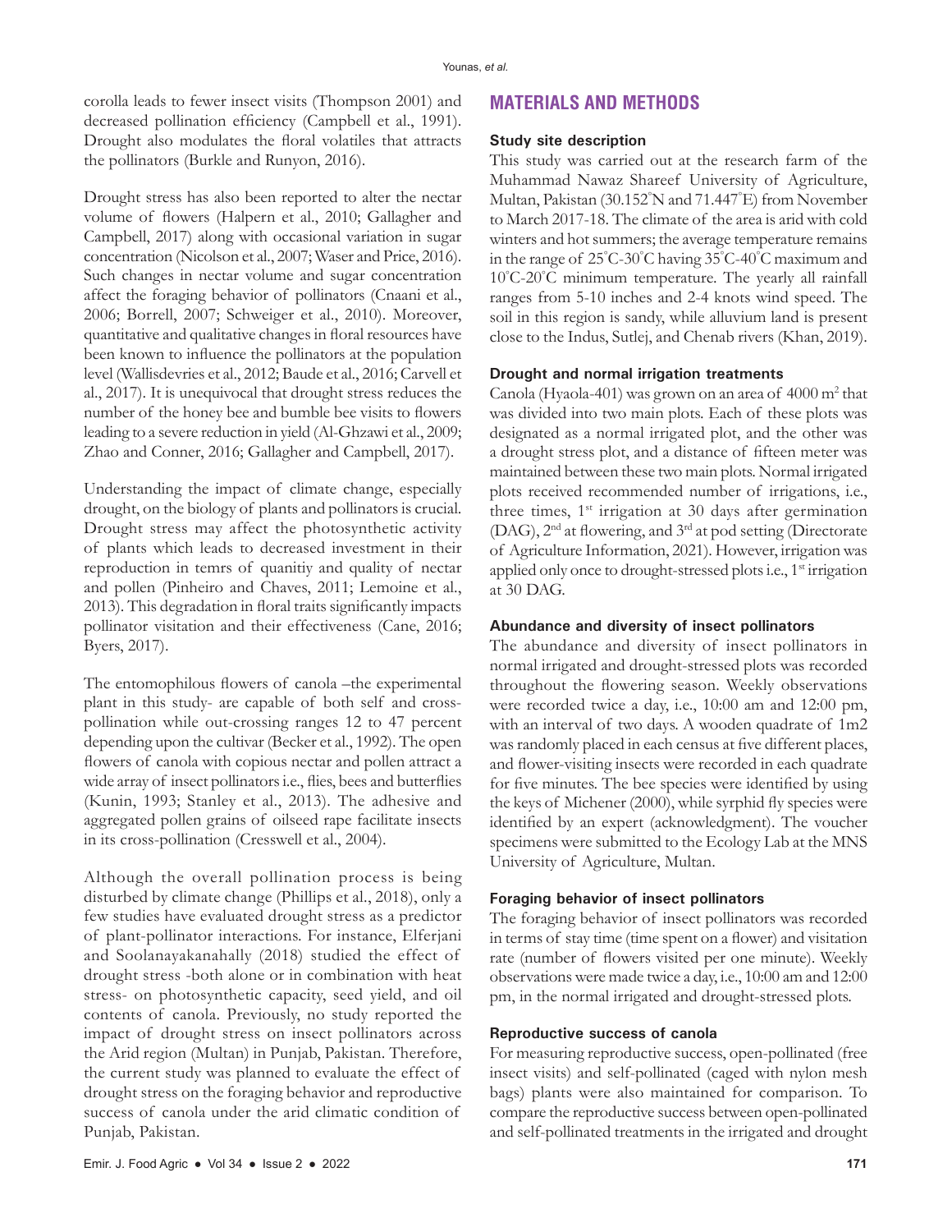corolla leads to fewer insect visits (Thompson 2001) and decreased pollination efficiency (Campbell et al., 1991). Drought also modulates the floral volatiles that attracts the pollinators (Burkle and Runyon, 2016).

Drought stress has also been reported to alter the nectar volume of flowers (Halpern et al., 2010; Gallagher and Campbell, 2017) along with occasional variation in sugar concentration (Nicolson et al., 2007; Waser and Price, 2016). Such changes in nectar volume and sugar concentration affect the foraging behavior of pollinators (Cnaani et al., 2006; Borrell, 2007; Schweiger et al., 2010). Moreover, quantitative and qualitative changes in floral resources have been known to influence the pollinators at the population level (Wallisdevries et al., 2012; Baude et al., 2016; Carvell et al., 2017). It is unequivocal that drought stress reduces the number of the honey bee and bumble bee visits to flowers leading to a severe reduction in yield (Al-Ghzawi et al., 2009; Zhao and Conner, 2016; Gallagher and Campbell, 2017).

Understanding the impact of climate change, especially drought, on the biology of plants and pollinators is crucial. Drought stress may affect the photosynthetic activity of plants which leads to decreased investment in their reproduction in temrs of quanitiy and quality of nectar and pollen (Pinheiro and Chaves, 2011; Lemoine et al., 2013). This degradation in floral traits significantly impacts pollinator visitation and their effectiveness (Cane, 2016; Byers, 2017).

The entomophilous flowers of canola –the experimental plant in this study- are capable of both self and cross-pollination while out-crossing ranges 12 to 47 percent depending upon the cultivar (Becker et al., 1992). The open flowers of canola with copious nectar and pollen attract a wide array of insect pollinators i.e., flies, bees and butterflies (Kunin, 1993; Stanley et al., 2013). The adhesive and aggregated pollen grains of oilseed rape facilitate insects in its cross-pollination (Cresswell et al., 2004).

Although the overall pollination process is being disturbed by climate change (Phillips et al., 2018), only a few studies have evaluated drought stress as a predictor of plant-pollinator interactions. For instance, Elferjani and Soolanayakanahally (2018) studied the effect of drought stress -both alone or in combination with heat stress- on photosynthetic capacity, seed yield, and oil contents of canola. Previously, no study reported the impact of drought stress on insect pollinators across the Arid region (Multan) in Punjab, Pakistan. Therefore, the current study was planned to evaluate the effect of drought stress on the foraging behavior and reproductive success of canola under the arid climatic condition of Punjab, Pakistan.

## MATERIALS AND METHODS

### Study site description

This study was carried out at the research farm of the Muhammad Nawaz Shareef University of Agriculture, Multan, Pakistan (30.152°N and 71.447°E) from November to March 2017-18. The climate of the area is arid with cold winters and hot summers; the average temperature remains in the range of 25°C-30°C having 35°C-40°C maximum and 10°C-20°C minimum temperature. The yearly all rainfall ranges from 5-10 inches and 2-4 knots wind speed. The soil in this region is sandy, while alluvium land is present close to the Indus, Sutlej, and Chenab rivers (Khan, 2019).

### Drought and normal irrigation treatments

Canola (Hyaola-401) was grown on an area of 4000 $m^2$ that was divided into two main plots. Each of these plots was designated as a normal irrigated plot, and the other was a drought stress plot, and a distance of fifteen meter was maintained between these two main plots. Normal irrigated plots received recommended number of irrigations, i.e., three times, 1st irrigation at 30 days after germination (DAG), 2nd at flowering, and 3rd at pod setting (Directorate of Agriculture Information, 2021). However, irrigation was applied only once to drought-stressed plots i.e., 1st irrigation at 30 DAG.

### Abundance and diversity of insect pollinators

The abundance and diversity of insect pollinators in normal irrigated and drought-stressed plots was recorded throughout the flowering season. Weekly observations were recorded twice a day, i.e., 10:00 am and 12:00 pm, with an interval of two days. A wooden quadrate of 1m2 was randomly placed in each census at five different places, and flower-visiting insects were recorded in each quadrate for five minutes. The bee species were identified by using the keys of Michener (2000), while syrphid fly species were identified by an expert (acknowledgment). The voucher specimens were submitted to the Ecology Lab at the MNS University of Agriculture, Multan.

### Foraging behavior of insect pollinators

The foraging behavior of insect pollinators was recorded in terms of stay time (time spent on a flower) and visitation rate (number of flowers visited per one minute). Weekly observations were made twice a day, i.e., 10:00 am and 12:00 pm, in the normal irrigated and drought-stressed plots.

### Reproductive success of canola

For measuring reproductive success, open-pollinated (free insect visits) and self-pollinated (caged with nylon mesh bags) plants were also maintained for comparison. To compare the reproductive success between open-pollinated and self-pollinated treatments in the irrigated and drought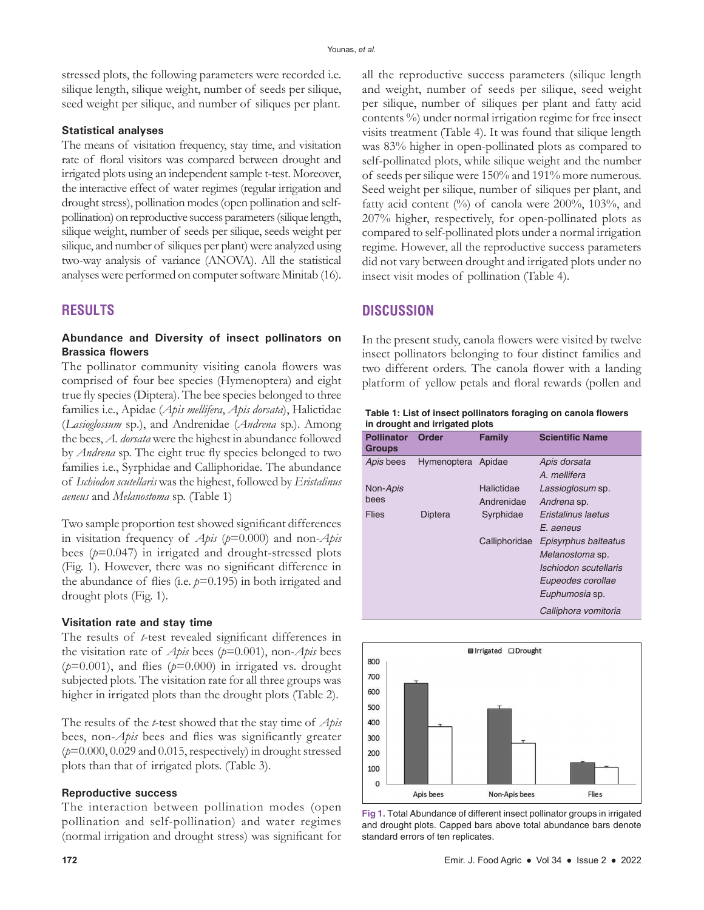stressed plots, the following parameters were recorded i.e. silique length, silique weight, number of seeds per silique, seed weight per silique, and number of siliques per plant.

### Statistical analyses

The means of visitation frequency, stay time, and visitation rate of floral visitors was compared between drought and irrigated plots using an independent sample t-test. Moreover, the interactive effect of water regimes (regular irrigation and drought stress), pollination modes (open pollination and self-pollination) on reproductive success parameters (silique length, silique weight, number of seeds per silique, seeds weight per silique, and number of siliques per plant) were analyzed using two-way analysis of variance (ANOVA). All the statistical analyses were performed on computer software Minitab (16).

## RESULTS

### Abundance and Diversity of insect pollinators on Brassica flowers

The pollinator community visiting canola flowers was comprised of four bee species (Hymenoptera) and eight true fly species (Diptera). The bee species belonged to three families i.e., Apidae (*Apis mellifera*, *Apis dorsata*), Halictidae (*Lasioglossum* sp.), and Andrenidae (*Andrena* sp.). Among the bees, *A. dorsata* were the highest in abundance followed by *Andrena* sp. The eight true fly species belonged to two families i.e., Syrphidae and Calliphoridae. The abundance of *Ischiodon scutellaris* was the highest, followed by *Eristalinus aeneus* and *Melanostoma* sp. (Table 1)

Two sample proportion test showed significant differences in visitation frequency of *Apis* ($p$=0.000) and non-*Apis* bees ($p$=0.047) in irrigated and drought-stressed plots (Fig. 1). However, there was no significant difference in the abundance of flies (i.e. $p$=0.195) in both irrigated and drought plots (Fig. 1).

### Visitation rate and stay time

The results of $t$-test revealed significant differences in the visitation rate of *Apis* bees ($p$=0.001), non-*Apis* bees ($p$=0.001), and flies ($p$=0.000) in irrigated vs. drought subjected plots. The visitation rate for all three groups was higher in irrigated plots than the drought plots (Table 2).

The results of the $t$-test showed that the stay time of *Apis* bees, non-*Apis* bees and flies was significantly greater ($p$=0.000, 0.029 and 0.015, respectively) in drought stressed plots than that of irrigated plots. (Table 3).

### Reproductive success

The interaction between pollination modes (open pollination and self-pollination) and water regimes (normal irrigation and drought stress) was significant for all the reproductive success parameters (silique length and weight, number of seeds per silique, seed weight per silique, number of siliques per plant and fatty acid contents %) under normal irrigation regime for free insect visits treatment (Table 4). It was found that silique length was 83% higher in open-pollinated plots as compared to self-pollinated plots, while silique weight and the number of seeds per silique were 150% and 191% more numerous. Seed weight per silique, number of siliques per plant, and fatty acid content (%) of canola were 200%, 103%, and 207% higher, respectively, for open-pollinated plots as compared to self-pollinated plots under a normal irrigation regime. However, all the reproductive success parameters did not vary between drought and irrigated plots under no insect visit modes of pollination (Table 4).

## DISCUSSION

In the present study, canola flowers were visited by twelve insect pollinators belonging to four distinct families and two different orders. The canola flower with a landing platform of yellow petals and floral rewards (pollen and

**Table 1: List of insect pollinators foraging on canola flowers in drought and irrigated plots**

| Pollinator Groups | Order | Family | Scientific Name |
|---|---|---|---|
| *Apis* bees | Hymenoptera | Apidae | *Apis dorsata* |
| | | | *A. mellifera* |
| Non-*Apis* bees | | Halictidae | *Lassioglosum* sp. |
| | | Andrenidae | *Andrena* sp. |
| Flies | Diptera | Syrphidae | *Eristalinus laetus* |
| | | | *E. aeneus* |
| | | Calliphoridae | *Episyrphus balteatus* |
| | | | *Melanostoma* sp. |
| | | | *Ischiodon scutellaris* |
| | | | *Eupeodes corollae* |
| | | | *Euphumosia* sp. |
| | | | *Calliphora vomitoria* |

**Fig 1.** Total Abundance of different insect pollinator groups in irrigated and drought plots. Capped bars above total abundance bars denote standard errors of ten replicates.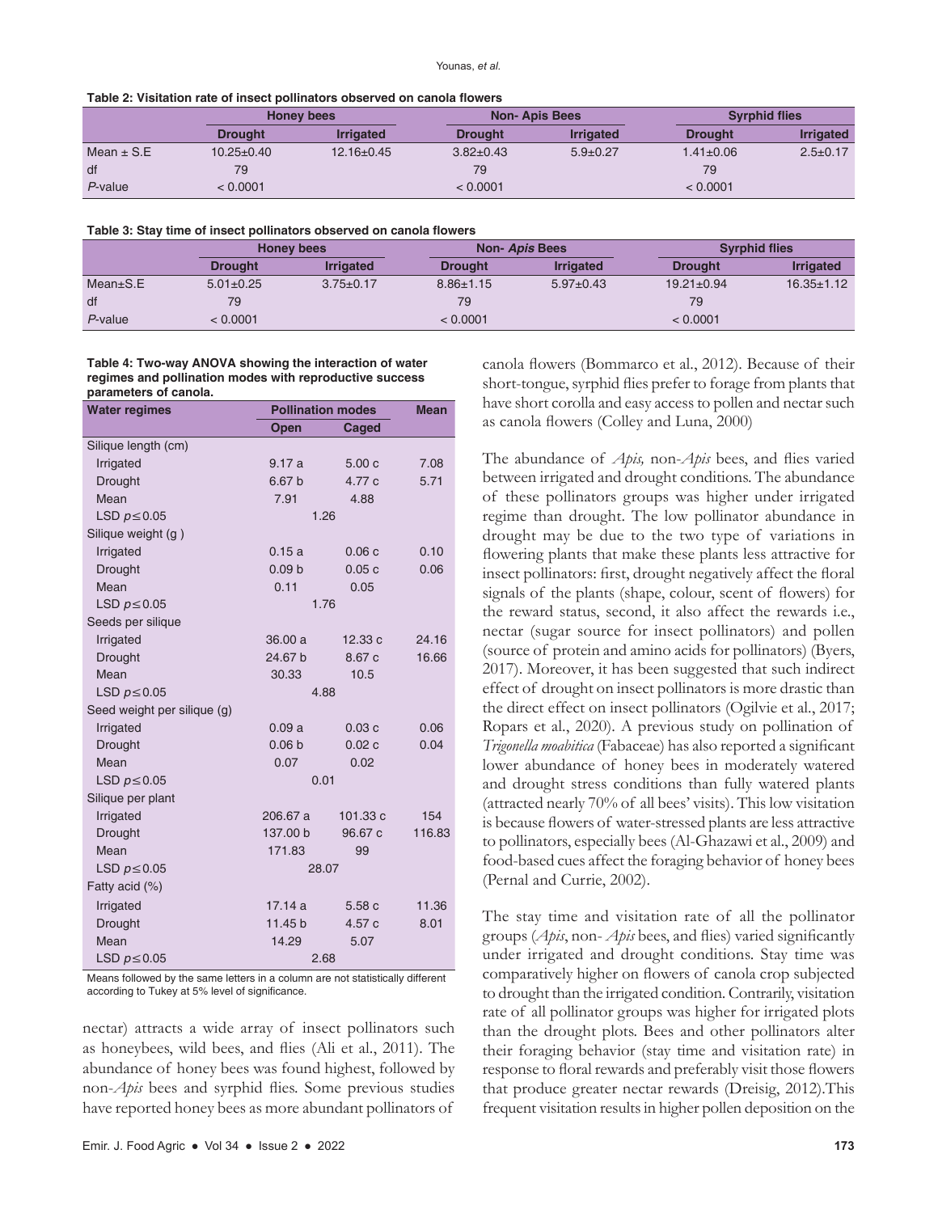**Table 2: Visitation rate of insect pollinators observed on canola flowers**

| | Honey bees | | Non- Apis Bees | | Syrphid flies | |
|---|---|---|---|---|---|---|
| | Drought | Irrigated | Drought | Irrigated | Drought | Irrigated |
| Mean ± S.E | 10.25±0.40 | 12.16±0.45 | 3.82±0.43 | 5.9±0.27 | 1.41±0.06 | 2.5±0.17 |
| df | 79 | | 79 | | 79 | |
| *P*-value | < 0.0001 | | < 0.0001 | | < 0.0001 | |

**Table 3: Stay time of insect pollinators observed on canola flowers**

| | Honey bees | | Non- *Apis* Bees | | Syrphid flies | |
|---|---|---|---|---|---|---|
| | Drought | Irrigated | Drought | Irrigated | Drought | Irrigated |
| Mean±S.E | 5.01±0.25 | 3.75±0.17 | 8.86±1.15 | 5.97±0.43 | 19.21±0.94 | 16.35±1.12 |
| df | 79 | | 79 | | 79 | |
| *P*-value | < 0.0001 | | < 0.0001 | | < 0.0001 | |

**Table 4: Two-way ANOVA showing the interaction of water regimes and pollination modes with reproductive success parameters of canola.**

| Water regimes | Pollination modes | | Mean |
|---|---|---|---|
| | Open | Caged | |
| Silique length (cm) | | | |
| Irrigated | 9.17 a | 5.00 c | 7.08 |
| Drought | 6.67 b | 4.77 c | 5.71 |
| Mean | 7.91 | 4.88 | |
| LSD $p \leq 0.05$ | 1.26 | | |
| Silique weight (g ) | | | |
| Irrigated | 0.15 a | 0.06 c | 0.10 |
| Drought | 0.09 b | 0.05 c | 0.06 |
| Mean | 0.11 | 0.05 | |
| LSD $p \leq 0.05$ | 1.76 | | |
| Seeds per silique | | | |
| Irrigated | 36.00 a | 12.33 c | 24.16 |
| Drought | 24.67 b | 8.67 c | 16.66 |
| Mean | 30.33 | 10.5 | |
| LSD $p \leq 0.05$ | 4.88 | | |
| Seed weight per silique (g) | | | |
| Irrigated | 0.09 a | 0.03 c | 0.06 |
| Drought | 0.06 b | 0.02 c | 0.04 |
| Mean | 0.07 | 0.02 | |
| LSD $p \leq 0.05$ | 0.01 | | |
| Silique per plant | | | |
| Irrigated | 206.67 a | 101.33 c | 154 |
| Drought | 137.00 b | 96.67 c | 116.83 |
| Mean | 171.83 | 99 | |
| LSD $p \leq 0.05$ | 28.07 | | |
| Fatty acid (%) | | | |
| Irrigated | 17.14 a | 5.58 c | 11.36 |
| Drought | 11.45 b | 4.57 c | 8.01 |
| Mean | 14.29 | 5.07 | |
| LSD $p \leq 0.05$ | 2.68 | | |

Means followed by the same letters in a column are not statistically different according to Tukey at 5% level of significance.

nectar) attracts a wide array of insect pollinators such as honeybees, wild bees, and flies (Ali et al., 2011). The abundance of honey bees was found highest, followed by non-*Apis* bees and syrphid flies. Some previous studies have reported honey bees as more abundant pollinators of canola flowers (Bommarco et al., 2012). Because of their short-tongue, syrphid flies prefer to forage from plants that have short corolla and easy access to pollen and nectar such as canola flowers (Colley and Luna, 2000)

The abundance of *Apis,* non-*Apis* bees, and flies varied between irrigated and drought conditions. The abundance of these pollinators groups was higher under irrigated regime than drought. The low pollinator abundance in drought may be due to the two type of variations in flowering plants that make these plants less attractive for insect pollinators: first, drought negatively affect the floral signals of the plants (shape, colour, scent of flowers) for the reward status, second, it also affect the rewards i.e., nectar (sugar source for insect pollinators) and pollen (source of protein and amino acids for pollinators) (Byers, 2017). Moreover, it has been suggested that such indirect effect of drought on insect pollinators is more drastic than the direct effect on insect pollinators (Ogilvie et al., 2017; Ropars et al., 2020). A previous study on pollination of *Trigonella moabitica* (Fabaceae) has also reported a significant lower abundance of honey bees in moderately watered and drought stress conditions than fully watered plants (attracted nearly 70% of all bees' visits). This low visitation is because flowers of water-stressed plants are less attractive to pollinators, especially bees (Al-Ghazawi et al., 2009) and food-based cues affect the foraging behavior of honey bees (Pernal and Currie, 2002).

The stay time and visitation rate of all the pollinator groups (*Apis*, non- *Apis* bees, and flies) varied significantly under irrigated and drought conditions. Stay time was comparatively higher on flowers of canola crop subjected to drought than the irrigated condition. Contrarily, visitation rate of all pollinator groups was higher for irrigated plots than the drought plots. Bees and other pollinators alter their foraging behavior (stay time and visitation rate) in response to floral rewards and preferably visit those flowers that produce greater nectar rewards (Dreisig, 2012).This frequent visitation results in higher pollen deposition on the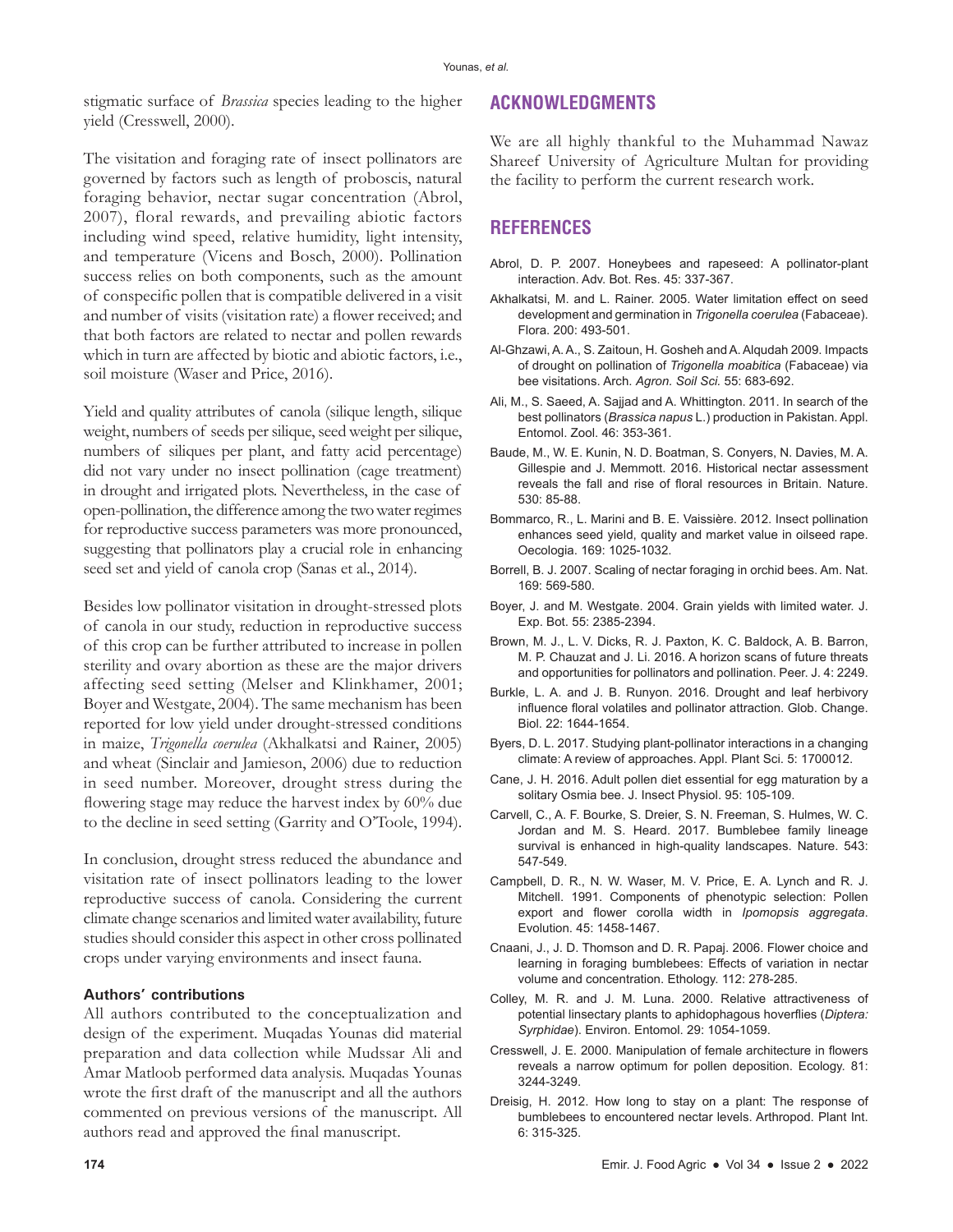stigmatic surface of *Brassica* species leading to the higher yield (Cresswell, 2000).

The visitation and foraging rate of insect pollinators are governed by factors such as length of proboscis, natural foraging behavior, nectar sugar concentration (Abrol, 2007), floral rewards, and prevailing abiotic factors including wind speed, relative humidity, light intensity, and temperature (Vicens and Bosch, 2000). Pollination success relies on both components, such as the amount of conspecific pollen that is compatible delivered in a visit and number of visits (visitation rate) a flower received; and that both factors are related to nectar and pollen rewards which in turn are affected by biotic and abiotic factors, i.e., soil moisture (Waser and Price, 2016).

Yield and quality attributes of canola (silique length, silique weight, numbers of seeds per silique, seed weight per silique, numbers of siliques per plant, and fatty acid percentage) did not vary under no insect pollination (cage treatment) in drought and irrigated plots. Nevertheless, in the case of open-pollination, the difference among the two water regimes for reproductive success parameters was more pronounced, suggesting that pollinators play a crucial role in enhancing seed set and yield of canola crop (Sanas et al., 2014).

Besides low pollinator visitation in drought-stressed plots of canola in our study, reduction in reproductive success of this crop can be further attributed to increase in pollen sterility and ovary abortion as these are the major drivers affecting seed setting (Melser and Klinkhamer, 2001; Boyer and Westgate, 2004). The same mechanism has been reported for low yield under drought-stressed conditions in maize, *Trigonella coerulea* (Akhalkatsi and Rainer, 2005) and wheat (Sinclair and Jamieson, 2006) due to reduction in seed number. Moreover, drought stress during the flowering stage may reduce the harvest index by 60% due to the decline in seed setting (Garrity and O'Toole, 1994).

In conclusion, drought stress reduced the abundance and visitation rate of insect pollinators leading to the lower reproductive success of canola. Considering the current climate change scenarios and limited water availability, future studies should consider this aspect in other cross pollinated crops under varying environments and insect fauna.

### Authors' contributions

All authors contributed to the conceptualization and design of the experiment. Muqadas Younas did material preparation and data collection while Mudssar Ali and Amar Matloob performed data analysis. Muqadas Younas wrote the first draft of the manuscript and all the authors commented on previous versions of the manuscript. All authors read and approved the final manuscript.

## ACKNOWLEDGMENTS

We are all highly thankful to the Muhammad Nawaz Shareef University of Agriculture Multan for providing the facility to perform the current research work.

## REFERENCES

Abrol, D. P. 2007. Honeybees and rapeseed: A pollinator-plant interaction. Adv. Bot. Res. 45: 337-367.

Akhalkatsi, M. and L. Rainer. 2005. Water limitation effect on seed development and germination in *Trigonella coerulea* (Fabaceae). Flora. 200: 493-501.

Al-Ghzawi, A. A., S. Zaitoun, H. Gosheh and A. Alqudah 2009. Impacts of drought on pollination of *Trigonella moabitica* (Fabaceae) via bee visitations. Arch. *Agron. Soil Sci.* 55: 683-692.

Ali, M., S. Saeed, A. Sajjad and A. Whittington. 2011. In search of the best pollinators (*Brassica napus* L.) production in Pakistan. Appl. Entomol. Zool. 46: 353-361.

Baude, M., W. E. Kunin, N. D. Boatman, S. Conyers, N. Davies, M. A. Gillespie and J. Memmott. 2016. Historical nectar assessment reveals the fall and rise of floral resources in Britain. Nature. 530: 85-88.

Bommarco, R., L. Marini and B. E. Vaissière. 2012. Insect pollination enhances seed yield, quality and market value in oilseed rape. Oecologia. 169: 1025-1032.

Borrell, B. J. 2007. Scaling of nectar foraging in orchid bees. Am. Nat. 169: 569-580.

Boyer, J. and M. Westgate. 2004. Grain yields with limited water. J. Exp. Bot. 55: 2385-2394.

Brown, M. J., L. V. Dicks, R. J. Paxton, K. C. Baldock, A. B. Barron, M. P. Chauzat and J. Li. 2016. A horizon scans of future threats and opportunities for pollinators and pollination. Peer. J. 4: 2249.

Burkle, L. A. and J. B. Runyon. 2016. Drought and leaf herbivory influence floral volatiles and pollinator attraction. Glob. Change. Biol. 22: 1644-1654.

Byers, D. L. 2017. Studying plant-pollinator interactions in a changing climate: A review of approaches. Appl. Plant Sci. 5: 1700012.

Cane, J. H. 2016. Adult pollen diet essential for egg maturation by a solitary Osmia bee. J. Insect Physiol. 95: 105-109.

Carvell, C., A. F. Bourke, S. Dreier, S. N. Freeman, S. Hulmes, W. C. Jordan and M. S. Heard. 2017. Bumblebee family lineage survival is enhanced in high-quality landscapes. Nature. 543: 547-549.

Campbell, D. R., N. W. Waser, M. V. Price, E. A. Lynch and R. J. Mitchell. 1991. Components of phenotypic selection: Pollen export and flower corolla width in *Ipomopsis aggregata*. Evolution. 45: 1458-1467.

Cnaani, J., J. D. Thomson and D. R. Papaj. 2006. Flower choice and learning in foraging bumblebees: Effects of variation in nectar volume and concentration. Ethology. 112: 278-285.

Colley, M. R. and J. M. Luna. 2000. Relative attractiveness of potential linsectary plants to aphidophagous hoverflies (*Diptera: Syrphidae*). Environ. Entomol. 29: 1054-1059.

Cresswell, J. E. 2000. Manipulation of female architecture in flowers reveals a narrow optimum for pollen deposition. Ecology. 81: 3244-3249.

Dreisig, H. 2012. How long to stay on a plant: The response of bumblebees to encountered nectar levels. Arthropod. Plant Int. 6: 315-325.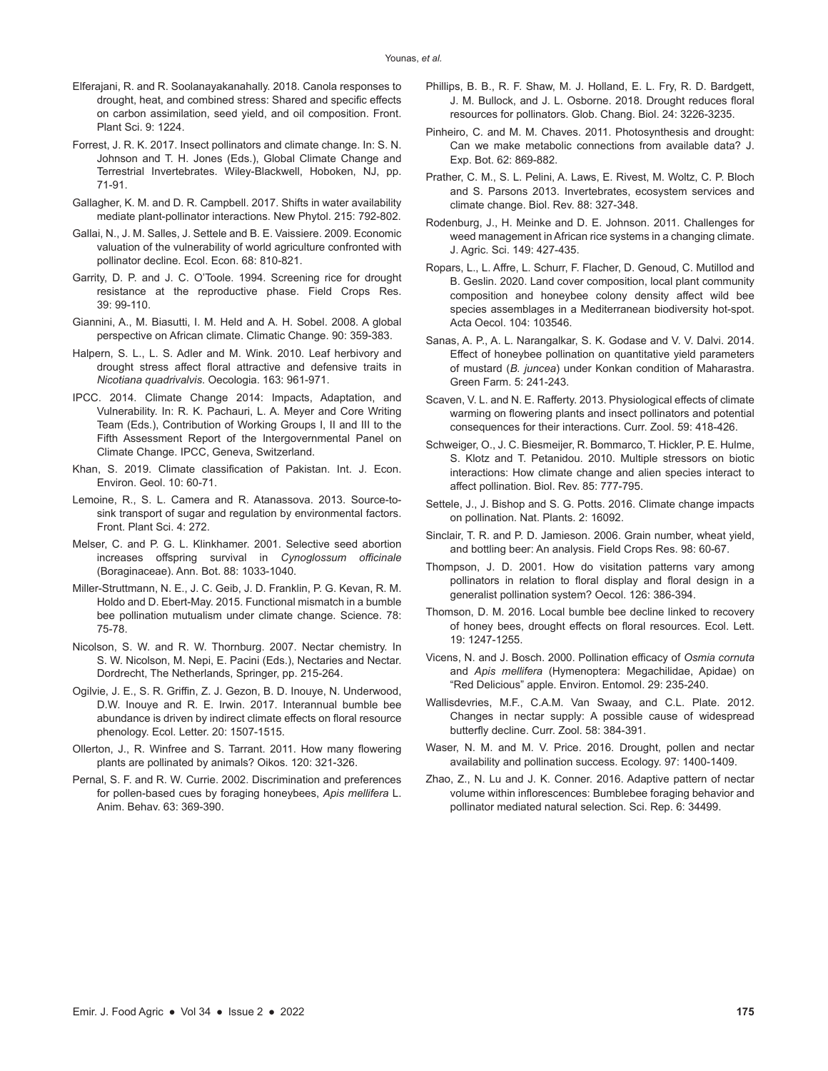Elferajani, R. and R. Soolanayakanahally. 2018. Canola responses to drought, heat, and combined stress: Shared and specific effects on carbon assimilation, seed yield, and oil composition. Front. Plant Sci. 9: 1224.

Forrest, J. R. K. 2017. Insect pollinators and climate change. In: S. N. Johnson and T. H. Jones (Eds.), Global Climate Change and Terrestrial Invertebrates. Wiley-Blackwell, Hoboken, NJ, pp. 71-91.

Gallagher, K. M. and D. R. Campbell. 2017. Shifts in water availability mediate plant-pollinator interactions. New Phytol. 215: 792-802.

Gallai, N., J. M. Salles, J. Settele and B. E. Vaissiere. 2009. Economic valuation of the vulnerability of world agriculture confronted with pollinator decline. Ecol. Econ. 68: 810-821.

Garrity, D. P. and J. C. O'Toole. 1994. Screening rice for drought resistance at the reproductive phase. Field Crops Res. 39: 99-110.

Giannini, A., M. Biasutti, I. M. Held and A. H. Sobel. 2008. A global perspective on African climate. Climatic Change. 90: 359-383.

Halpern, S. L., L. S. Adler and M. Wink. 2010. Leaf herbivory and drought stress affect floral attractive and defensive traits in *Nicotiana quadrivalvis*. Oecologia. 163: 961-971.

IPCC. 2014. Climate Change 2014: Impacts, Adaptation, and Vulnerability. In: R. K. Pachauri, L. A. Meyer and Core Writing Team (Eds.), Contribution of Working Groups I, II and III to the Fifth Assessment Report of the Intergovernmental Panel on Climate Change. IPCC, Geneva, Switzerland.

Khan, S. 2019. Climate classification of Pakistan. Int. J. Econ. Environ. Geol. 10: 60-71.

Lemoine, R., S. L. Camera and R. Atanassova. 2013. Source-to-sink transport of sugar and regulation by environmental factors. Front. Plant Sci. 4: 272.

Melser, C. and P. G. L. Klinkhamer. 2001. Selective seed abortion increases offspring survival in *Cynoglossum officinale* (Boraginaceae). Ann. Bot. 88: 1033-1040.

Miller-Struttmann, N. E., J. C. Geib, J. D. Franklin, P. G. Kevan, R. M. Holdo and D. Ebert-May. 2015. Functional mismatch in a bumble bee pollination mutualism under climate change. Science. 78: 75-78.

Nicolson, S. W. and R. W. Thornburg. 2007. Nectar chemistry. In S. W. Nicolson, M. Nepi, E. Pacini (Eds.), Nectaries and Nectar. Dordrecht, The Netherlands, Springer, pp. 215-264.

Ogilvie, J. E., S. R. Griffin, Z. J. Gezon, B. D. Inouye, N. Underwood, D.W. Inouye and R. E. Irwin. 2017. Interannual bumble bee abundance is driven by indirect climate effects on floral resource phenology. Ecol. Letter. 20: 1507-1515.

Ollerton, J., R. Winfree and S. Tarrant. 2011. How many flowering plants are pollinated by animals? Oikos. 120: 321-326.

Pernal, S. F. and R. W. Currie. 2002. Discrimination and preferences for pollen-based cues by foraging honeybees, *Apis mellifera* L. Anim. Behav. 63: 369-390.

Phillips, B. B., R. F. Shaw, M. J. Holland, E. L. Fry, R. D. Bardgett, J. M. Bullock, and J. L. Osborne. 2018. Drought reduces floral resources for pollinators. Glob. Chang. Biol. 24: 3226-3235.

Pinheiro, C. and M. M. Chaves. 2011. Photosynthesis and drought: Can we make metabolic connections from available data? J. Exp. Bot. 62: 869-882.

Prather, C. M., S. L. Pelini, A. Laws, E. Rivest, M. Woltz, C. P. Bloch and S. Parsons 2013. Invertebrates, ecosystem services and climate change. Biol. Rev. 88: 327-348.

Rodenburg, J., H. Meinke and D. E. Johnson. 2011. Challenges for weed management in African rice systems in a changing climate. J. Agric. Sci. 149: 427-435.

Ropars, L., L. Affre, L. Schurr, F. Flacher, D. Genoud, C. Mutillod and B. Geslin. 2020. Land cover composition, local plant community composition and honeybee colony density affect wild bee species assemblages in a Mediterranean biodiversity hot-spot. Acta Oecol. 104: 103546.

Sanas, A. P., A. L. Narangalkar, S. K. Godase and V. V. Dalvi. 2014. Effect of honeybee pollination on quantitative yield parameters of mustard (*B. juncea*) under Konkan condition of Maharastra. Green Farm. 5: 241-243.

Scaven, V. L. and N. E. Rafferty. 2013. Physiological effects of climate warming on flowering plants and insect pollinators and potential consequences for their interactions. Curr. Zool. 59: 418-426.

Schweiger, O., J. C. Biesmeijer, R. Bommarco, T. Hickler, P. E. Hulme, S. Klotz and T. Petanidou. 2010. Multiple stressors on biotic interactions: How climate change and alien species interact to affect pollination. Biol. Rev. 85: 777-795.

Settele, J., J. Bishop and S. G. Potts. 2016. Climate change impacts on pollination. Nat. Plants. 2: 16092.

Sinclair, T. R. and P. D. Jamieson. 2006. Grain number, wheat yield, and bottling beer: An analysis. Field Crops Res. 98: 60-67.

Thompson, J. D. 2001. How do visitation patterns vary among pollinators in relation to floral display and floral design in a generalist pollination system? Oecol. 126: 386-394.

Thomson, D. M. 2016. Local bumble bee decline linked to recovery of honey bees, drought effects on floral resources. Ecol. Lett. 19: 1247-1255.

Vicens, N. and J. Bosch. 2000. Pollination efficacy of *Osmia cornuta* and *Apis mellifera* (Hymenoptera: Megachilidae, Apidae) on "Red Delicious" apple. Environ. Entomol. 29: 235-240.

Wallisdevries, M.F., C.A.M. Van Swaay, and C.L. Plate. 2012. Changes in nectar supply: A possible cause of widespread butterfly decline. Curr. Zool. 58: 384-391.

Waser, N. M. and M. V. Price. 2016. Drought, pollen and nectar availability and pollination success. Ecology. 97: 1400-1409.

Zhao, Z., N. Lu and J. K. Conner. 2016. Adaptive pattern of nectar volume within inflorescences: Bumblebee foraging behavior and pollinator mediated natural selection. Sci. Rep. 6: 34499.